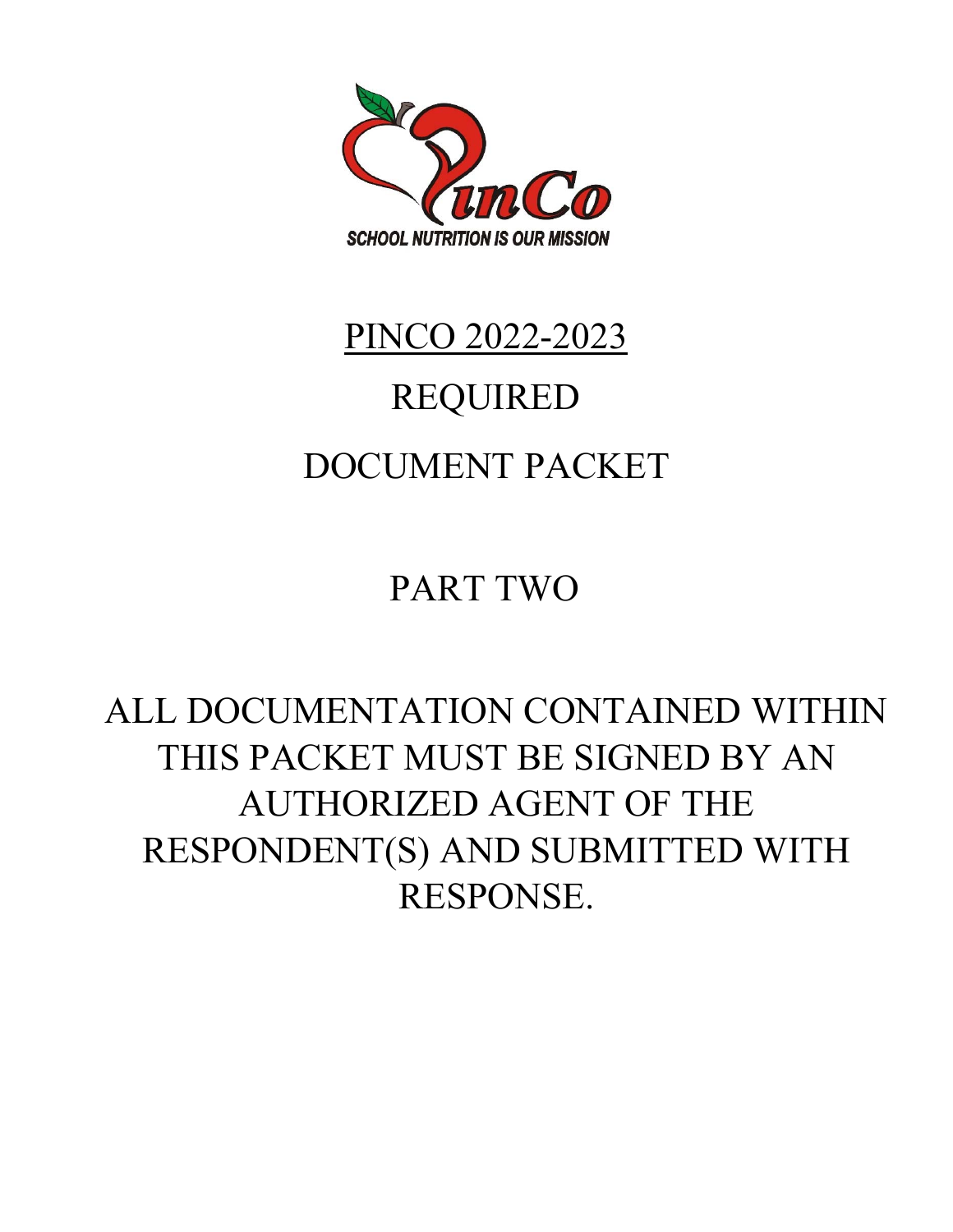PinCo

SCHOOL NUTRITION IS OUR MISSION

# PINCO 2022-2023

# REQUIRED

# DOCUMENT PACKET

# PART TWO

ALL DOCUMENTATION CONTAINED WITHIN THIS PACKET MUST BE SIGNED BY AN AUTHORIZED AGENT OF THE RESPONDENT(S) AND SUBMITTED WITH RESPONSE.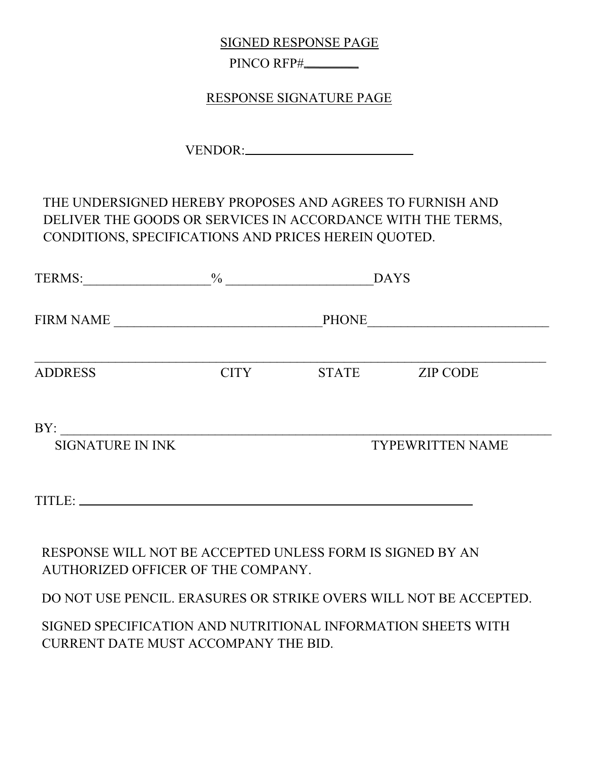SIGNED RESPONSE PAGE

PINCO RFP#________

RESPONSE SIGNATURE PAGE

VENDOR:___________________________

THE UNDERSIGNED HEREBY PROPOSES AND AGREES TO FURNISH AND DELIVER THE GOODS OR SERVICES IN ACCORDANCE WITH THE TERMS, CONDITIONS, SPECIFICATIONS AND PRICES HEREIN QUOTED.

TERMS:__________________% _____________________DAYS

FIRM NAME _______________________________PHONE___________________________

______________________________________________________________________________

ADDRESS CITY STATE ZIP CODE

BY: ___________________________________________________________________________

SIGNATURE IN INK TYPEWRITTEN NAME

TITLE: _____________________________________________________________

RESPONSE WILL NOT BE ACCEPTED UNLESS FORM IS SIGNED BY AN AUTHORIZED OFFICER OF THE COMPANY.

DO NOT USE PENCIL. ERASURES OR STRIKE OVERS WILL NOT BE ACCEPTED.

SIGNED SPECIFICATION AND NUTRITIONAL INFORMATION SHEETS WITH CURRENT DATE MUST ACCOMPANY THE BID.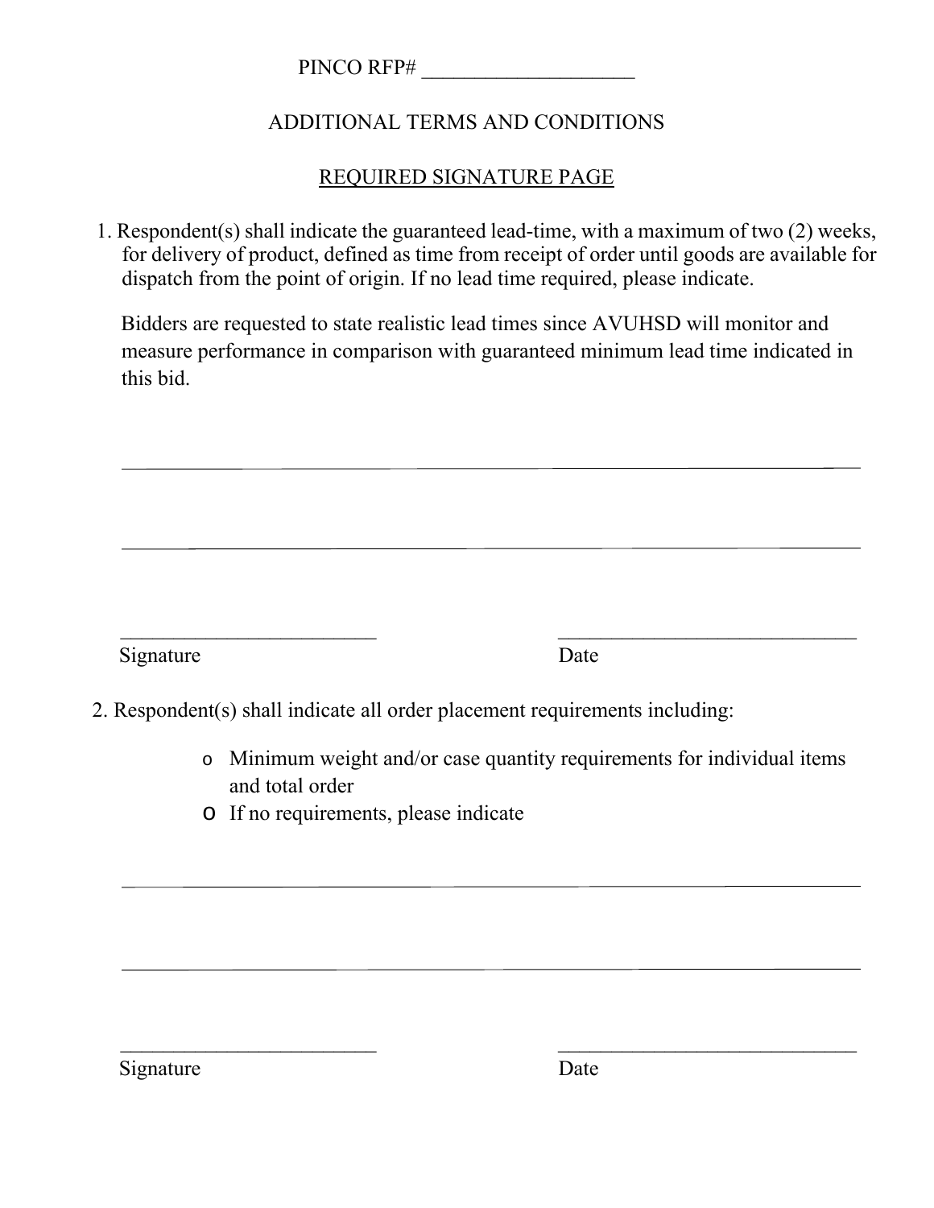PINCO RFP# ____________________

## ADDITIONAL TERMS AND CONDITIONS

## REQUIRED SIGNATURE PAGE

1. Respondent(s) shall indicate the guaranteed lead-time, with a maximum of two (2) weeks, for delivery of product, defined as time from receipt of order until goods are available for dispatch from the point of origin. If no lead time required, please indicate.

   Bidders are requested to state realistic lead times since AVUHSD will monitor and measure performance in comparison with guaranteed minimum lead time indicated in this bid.

   ______________________________________________________________________

   ______________________________________________________________________

   ________________________ &nbsp;&nbsp;&nbsp;&nbsp;&nbsp;&nbsp;&nbsp;&nbsp; ____________________________
   Signature &nbsp;&nbsp;&nbsp;&nbsp;&nbsp;&nbsp;&nbsp;&nbsp;&nbsp;&nbsp;&nbsp;&nbsp;&nbsp;&nbsp;&nbsp;&nbsp;&nbsp;&nbsp;&nbsp;&nbsp;&nbsp;&nbsp;&nbsp;&nbsp;&nbsp;&nbsp;&nbsp;&nbsp;&nbsp;&nbsp; Date

2. Respondent(s) shall indicate all order placement requirements including:

   - Minimum weight and/or case quantity requirements for individual items and total order
   - If no requirements, please indicate

   ______________________________________________________________________

   ______________________________________________________________________

   ________________________ &nbsp;&nbsp;&nbsp;&nbsp;&nbsp;&nbsp;&nbsp;&nbsp; ____________________________
   Signature &nbsp;&nbsp;&nbsp;&nbsp;&nbsp;&nbsp;&nbsp;&nbsp;&nbsp;&nbsp;&nbsp;&nbsp;&nbsp;&nbsp;&nbsp;&nbsp;&nbsp;&nbsp;&nbsp;&nbsp;&nbsp;&nbsp;&nbsp;&nbsp;&nbsp;&nbsp;&nbsp;&nbsp;&nbsp;&nbsp; Date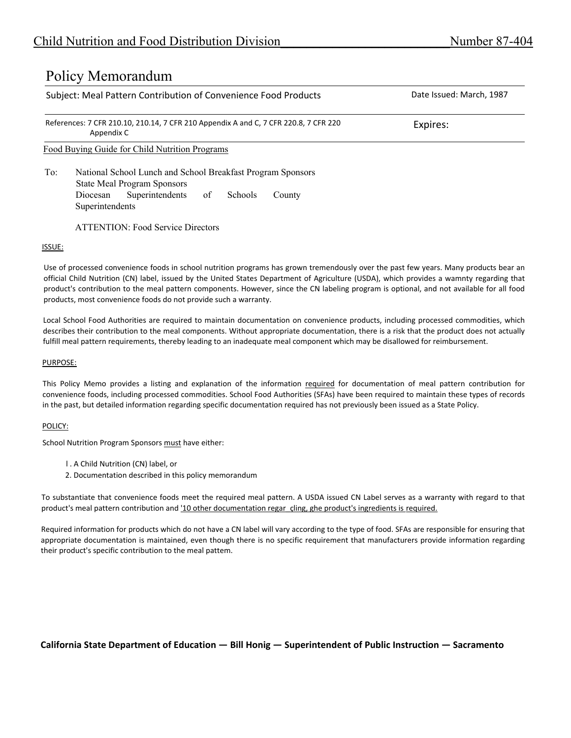Child Nutrition and Food Distribution Division Number 87-404

# Policy Memorandum

| Subject: Meal Pattern Contribution of Convenience Food Products | Date Issued: March, 1987 |
| --- | --- |
| References: 7 CFR 210.10, 210.14, 7 CFR 210 Appendix A and C, 7 CFR 220.8, 7 CFR 220 Appendix C | Expires: |

Food Buying Guide for Child Nutrition Programs

To: National School Lunch and School Breakfast Program Sponsors
State Meal Program Sponsors
Diocesan Superintendents of Schools County Superintendents

ATTENTION: Food Service Directors

ISSUE:

Use of processed convenience foods in school nutrition programs has grown tremendously over the past few years. Many products bear an official Child Nutrition (CN) label, issued by the United States Department of Agriculture (USDA), which provides a wamnty regarding that product's contribution to the meal pattern components. However, since the CN labeling program is optional, and not available for all food products, most convenience foods do not provide such a warranty.

Local School Food Authorities are required to maintain documentation on convenience products, including processed commodities, which describes their contribution to the meal components. Without appropriate documentation, there is a risk that the product does not actually fulfill meal pattern requirements, thereby leading to an inadequate meal component which may be disallowed for reimbursement.

PURPOSE:

This Policy Memo provides a listing and explanation of the information required for documentation of meal pattern contribution for convenience foods, including processed commodities. School Food Authorities (SFAs) have been required to maintain these types of records in the past, but detailed information regarding specific documentation required has not previously been issued as a State Policy.

POLICY:

School Nutrition Program Sponsors must have either:

1. A Child Nutrition (CN) label, or
2. Documentation described in this policy memorandum

To substantiate that convenience foods meet the required meal pattern. A USDA issued CN Label serves as a warranty with regard to that product's meal pattern contribution and '10 other documentation regar çling, ghe product's ingredients is required.

Required information for products which do not have a CN label will vary according to the type of food. SFAs are responsible for ensuring that appropriate documentation is maintained, even though there is no specific requirement that manufacturers provide information regarding their product's specific contribution to the meal pattem.

**California State Department of Education — Bill Honig — Superintendent of Public Instruction — Sacramento**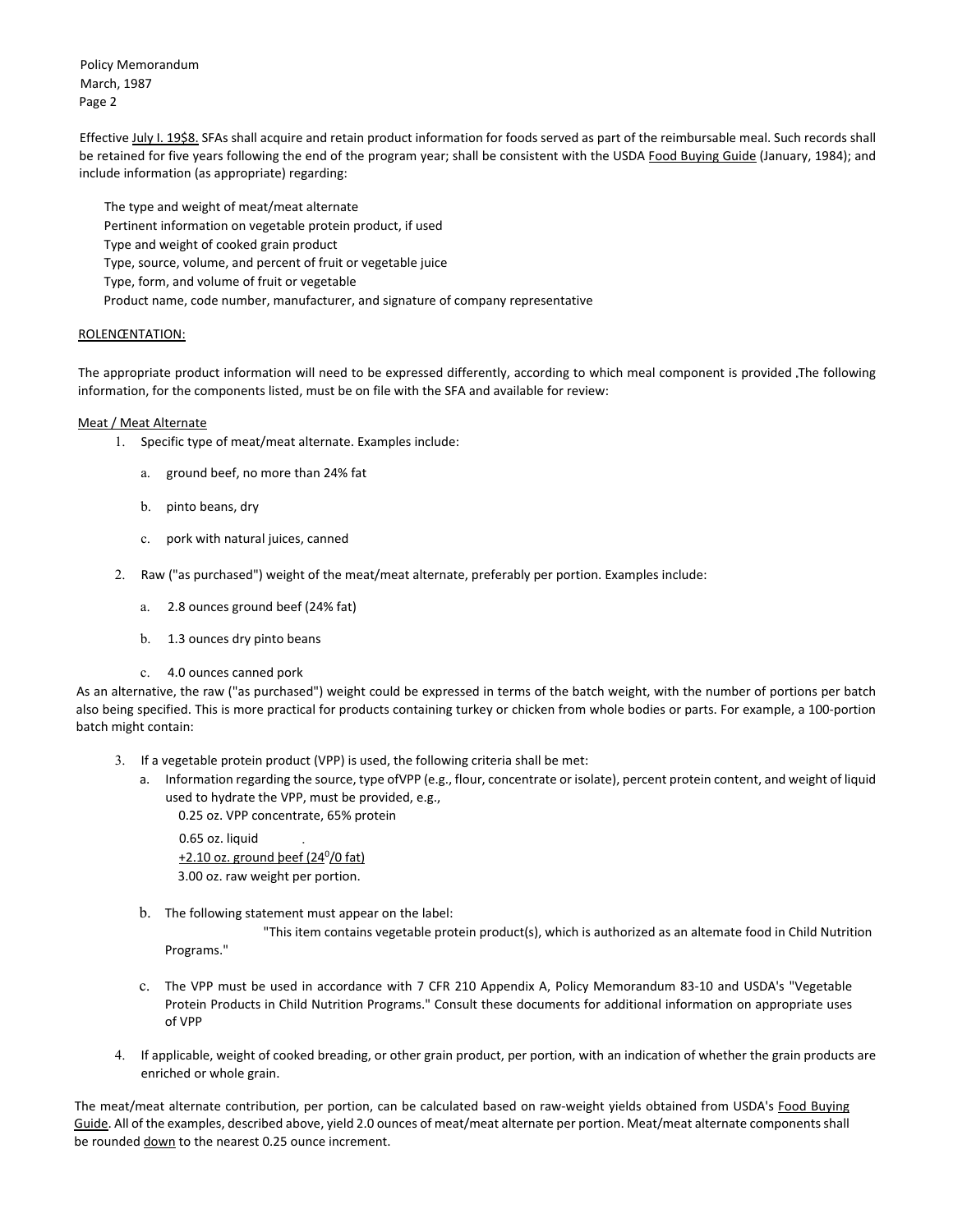Effective July I. 19$8. SFAs shall acquire and retain product information for foods served as part of the reimbursable meal. Such records shall be retained for five years following the end of the program year; shall be consistent with the USDA Food Buying Guide (January, 1984); and include information (as appropriate) regarding:

The type and weight of meat/meat alternate
Pertinent information on vegetable protein product, if used
Type and weight of cooked grain product
Type, source, volume, and percent of fruit or vegetable juice
Type, form, and volume of fruit or vegetable
Product name, code number, manufacturer, and signature of company representative

ROLENŒNTATION:

The appropriate product information will need to be expressed differently, according to which meal component is provided ,The following information, for the components listed, must be on file with the SFA and available for review:

Meat / Meat Alternate

1. Specific type of meat/meat alternate. Examples include:

   a. ground beef, no more than 24% fat

   b. pinto beans, dry

   c. pork with natural juices, canned

2. Raw ("as purchased") weight of the meat/meat alternate, preferably per portion. Examples include:

   a. 2.8 ounces ground beef (24% fat)

   b. 1.3 ounces dry pinto beans

   c. 4.0 ounces canned pork

As an alternative, the raw ("as purchased") weight could be expressed in terms of the batch weight, with the number of portions per batch also being specified. This is more practical for products containing turkey or chicken from whole bodies or parts. For example, a 100-portion batch might contain:

3. If a vegetable protein product (VPP) is used, the following criteria shall be met:

   a. Information regarding the source, type ofVPP (e.g., flour, concentrate or isolate), percent protein content, and weight of liquid used to hydrate the VPP, must be provided, e.g.,

      0.25 oz. VPP concentrate, 65% protein
      0.65 oz. liquid
      +2.10 oz. ground beef (24$^0$/0 fat)
      3.00 oz. raw weight per portion.

   b. The following statement must appear on the label:

      "This item contains vegetable protein product(s), which is authorized as an altemate food in Child Nutrition Programs."

   c. The VPP must be used in accordance with 7 CFR 210 Appendix A, Policy Memorandum 83-10 and USDA's "Vegetable Protein Products in Child Nutrition Programs." Consult these documents for additional information on appropriate uses of VPP

4. If applicable, weight of cooked breading, or other grain product, per portion, with an indication of whether the grain products are enriched or whole grain.

The meat/meat alternate contribution, per portion, can be calculated based on raw-weight yields obtained from USDA's Food Buying Guide. All of the examples, described above, yield 2.0 ounces of meat/meat alternate per portion. Meat/meat alternate components shall be rounded down to the nearest 0.25 ounce increment.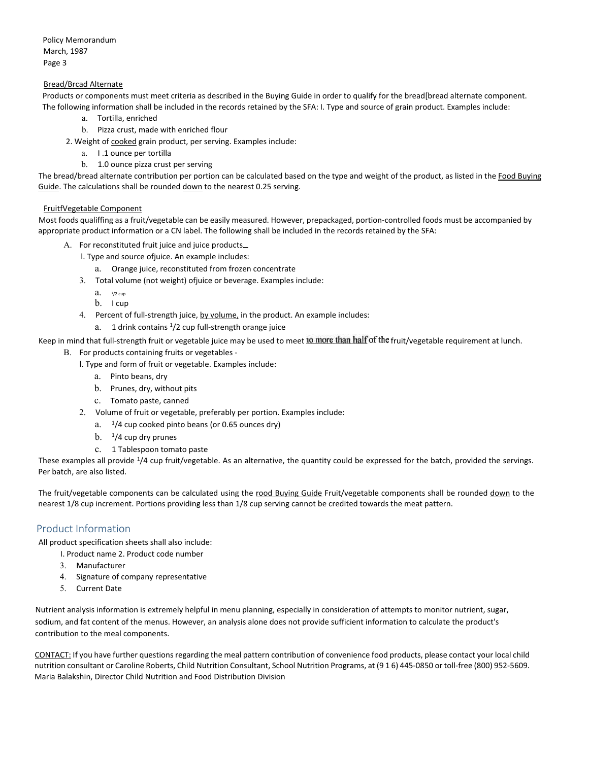Policy Memorandum
March, 1987
Page 3

Bread/Brcad Alternate

Products or components must meet criteria as described in the Buying Guide in order to qualify for the bread[bread alternate component. The following information shall be included in the records retained by the SFA: I. Type and source of grain product. Examples include:

a. Tortilla, enriched
b. Pizza crust, made with enriched flour

2. Weight of cooked grain product, per serving. Examples include:

a. I .1 ounce per tortilla
b. 1.0 ounce pizza crust per serving

The bread/bread alternate contribution per portion can be calculated based on the type and weight of the product, as listed in the Food Buying Guide. The calculations shall be rounded down to the nearest 0.25 serving.

FruitfVegetable Component

Most foods qualiffing as a fruit/vegetable can be easily measured. However, prepackaged, portion-controlled foods must be accompanied by appropriate product information or a CN label. The following shall be included in the records retained by the SFA:

A. For reconstituted fruit juice and juice products_

l. Type and source ofjuice. An example includes:

a. Orange juice, reconstituted from frozen concentrate

3. Total volume (not weight) ofjuice or beverage. Examples include:

a. 1/2 cup
b. I cup

4. Percent of full-strength juice, by volume, in the product. An example includes:

a. 1 drink contains 1/2 cup full-strength orange juice

Keep in mind that full-strength fruit or vegetable juice may be used to meet 1o more than half of the fruit/vegetable requirement at lunch.

B. For products containing fruits or vegetables -

l. Type and form of fruit or vegetable. Examples include:

a. Pinto beans, dry
b. Prunes, dry, without pits
c. Tomato paste, canned

2. Volume of fruit or vegetable, preferably per portion. Examples include:

a. 1/4 cup cooked pinto beans (or 0.65 ounces dry)
b. 1/4 cup dry prunes
c. 1 Tablespoon tomato paste

These examples all provide 1/4 cup fruit/vegetable. As an alternative, the quantity could be expressed for the batch, provided the servings. Per batch, are also listed.

The fruit/vegetable components can be calculated using the rood Buying Guide Fruit/vegetable components shall be rounded down to the nearest 1/8 cup increment. Portions providing less than 1/8 cup serving cannot be credited towards the meat pattern.

## Product Information

All product specification sheets shall also include:

I. Product name 2. Product code number
3. Manufacturer
4. Signature of company representative
5. Current Date

Nutrient analysis information is extremely helpful in menu planning, especially in consideration of attempts to monitor nutrient, sugar, sodium, and fat content of the menus. However, an analysis alone does not provide sufficient information to calculate the product's contribution to the meal components.

CONTACT: If you have further questions regarding the meal pattern contribution of convenience food products, please contact your local child nutrition consultant or Caroline Roberts, Child Nutrition Consultant, School Nutrition Programs, at (9 1 6) 445-0850 or toll-free (800) 952-5609.
Maria Balakshin, Director Child Nutrition and Food Distribution Division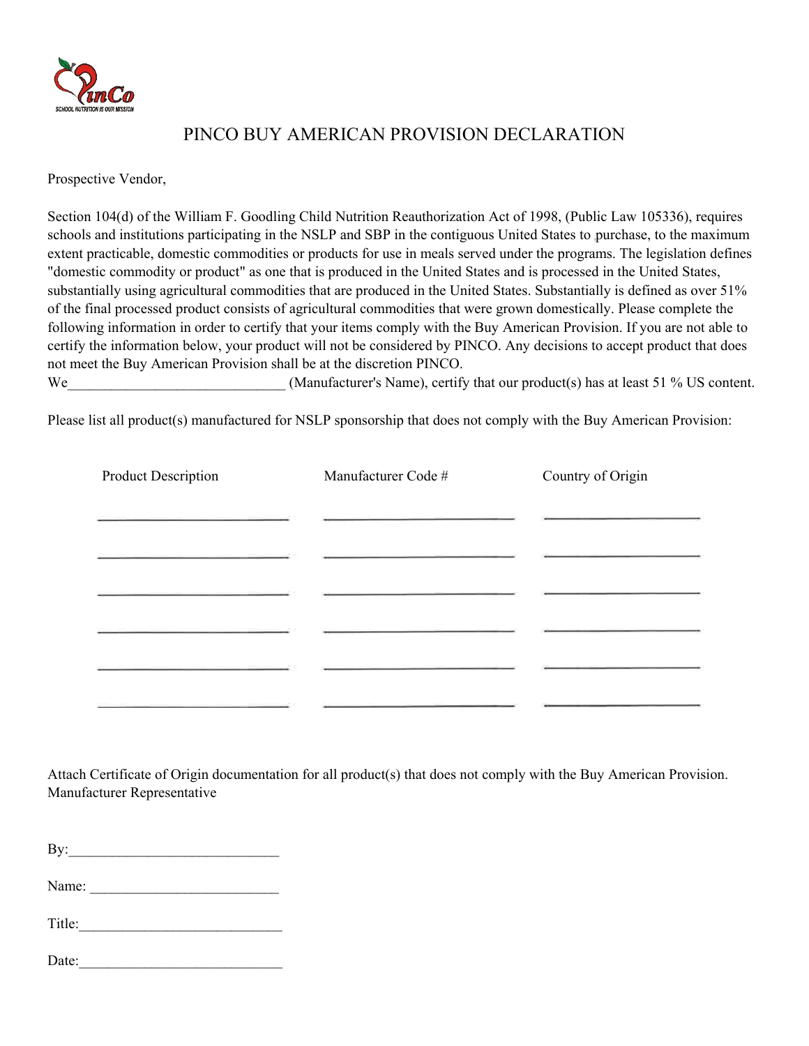# PINCO BUY AMERICAN PROVISION DECLARATION

Prospective Vendor,

Section 104(d) of the William F. Goodling Child Nutrition Reauthorization Act of 1998, (Public Law 105336), requires schools and institutions participating in the NSLP and SBP in the contiguous United States to purchase, to the maximum extent practicable, domestic commodities or products for use in meals served under the programs. The legislation defines "domestic commodity or product" as one that is produced in the United States and is processed in the United States, substantially using agricultural commodities that are produced in the United States. Substantially is defined as over 51% of the final processed product consists of agricultural commodities that were grown domestically. Please complete the following information in order to certify that your items comply with the Buy American Provision. If you are not able to certify the information below, your product will not be considered by PINCO. Any decisions to accept product that does not meet the Buy American Provision shall be at the discretion PINCO.

We______________________________ (Manufacturer's Name), certify that our product(s) has at least 51 % US content.

Please list all product(s) manufactured for NSLP sponsorship that does not comply with the Buy American Provision:

| Product Description | Manufacturer Code # | Country of Origin |
|---|---|---|
| | | |
| | | |
| | | |
| | | |
| | | |
| | | |

Attach Certificate of Origin documentation for all product(s) that does not comply with the Buy American Provision.
Manufacturer Representative

By:____________________________

Name: _________________________

Title:___________________________

Date:___________________________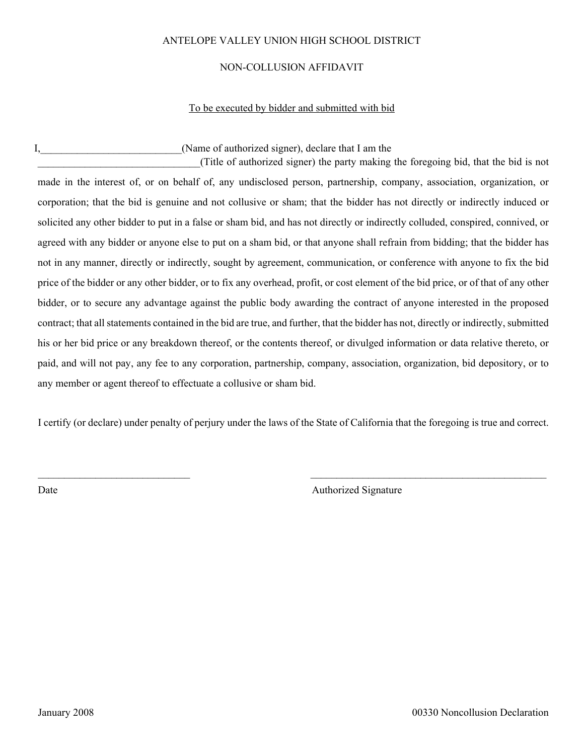ANTELOPE VALLEY UNION HIGH SCHOOL DISTRICT

NON-COLLUSION AFFIDAVIT

To be executed by bidder and submitted with bid

I,___________________________(Name of authorized signer), declare that I am the _______________________________(Title of authorized signer) the party making the foregoing bid, that the bid is not made in the interest of, or on behalf of, any undisclosed person, partnership, company, association, organization, or corporation; that the bid is genuine and not collusive or sham; that the bidder has not directly or indirectly induced or solicited any other bidder to put in a false or sham bid, and has not directly or indirectly colluded, conspired, connived, or agreed with any bidder or anyone else to put on a sham bid, or that anyone shall refrain from bidding; that the bidder has not in any manner, directly or indirectly, sought by agreement, communication, or conference with anyone to fix the bid price of the bidder or any other bidder, or to fix any overhead, profit, or cost element of the bid price, or of that of any other bidder, or to secure any advantage against the public body awarding the contract of anyone interested in the proposed contract; that all statements contained in the bid are true, and further, that the bidder has not, directly or indirectly, submitted his or her bid price or any breakdown thereof, or the contents thereof, or divulged information or data relative thereto, or paid, and will not pay, any fee to any corporation, partnership, company, association, organization, bid depository, or to any member or agent thereof to effectuate a collusive or sham bid.

I certify (or declare) under penalty of perjury under the laws of the State of California that the foregoing is true and correct.

______________________________ ________________________________________________

Date Authorized Signature

January 2008 00330 Noncollusion Declaration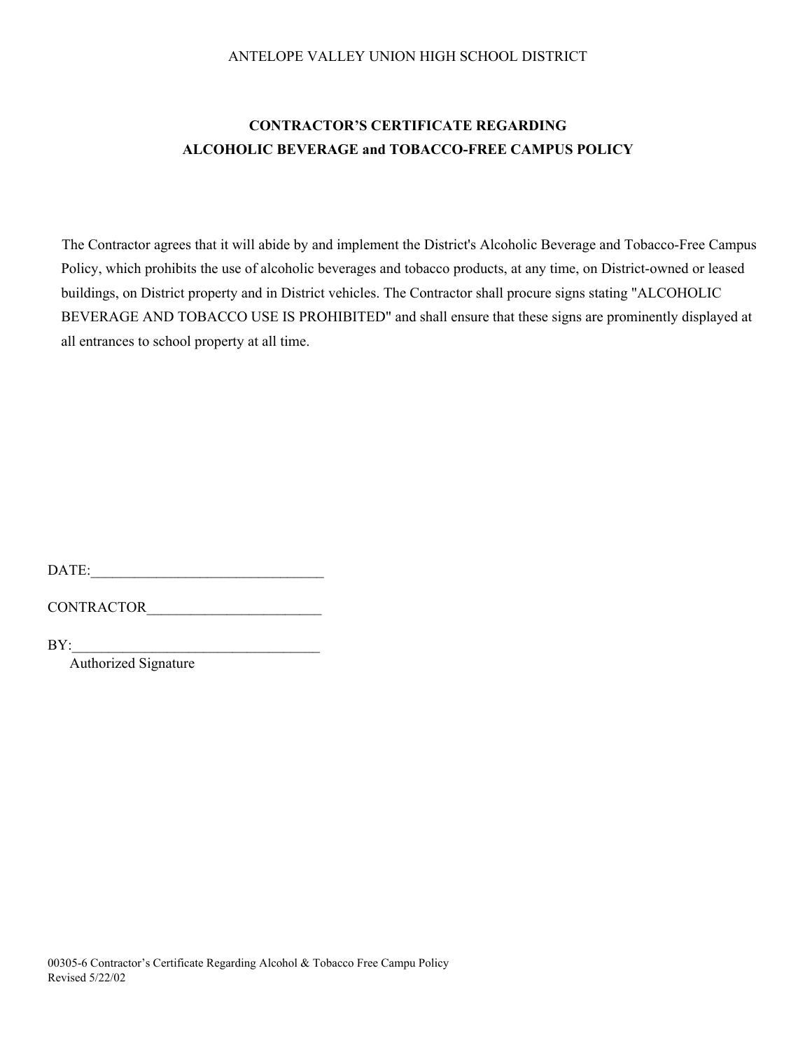ANTELOPE VALLEY UNION HIGH SCHOOL DISTRICT

## CONTRACTOR'S CERTIFICATE REGARDING ALCOHOLIC BEVERAGE and TOBACCO-FREE CAMPUS POLICY

The Contractor agrees that it will abide by and implement the District's Alcoholic Beverage and Tobacco-Free Campus Policy, which prohibits the use of alcoholic beverages and tobacco products, at any time, on District-owned or leased buildings, on District property and in District vehicles. The Contractor shall procure signs stating "ALCOHOLIC BEVERAGE AND TOBACCO USE IS PROHIBITED" and shall ensure that these signs are prominently displayed at all entrances to school property at all time.

DATE:_______________________________

CONTRACTOR_______________________

BY:_________________________________
Authorized Signature

00305-6 Contractor's Certificate Regarding Alcohol & Tobacco Free Campu Policy
Revised 5/22/02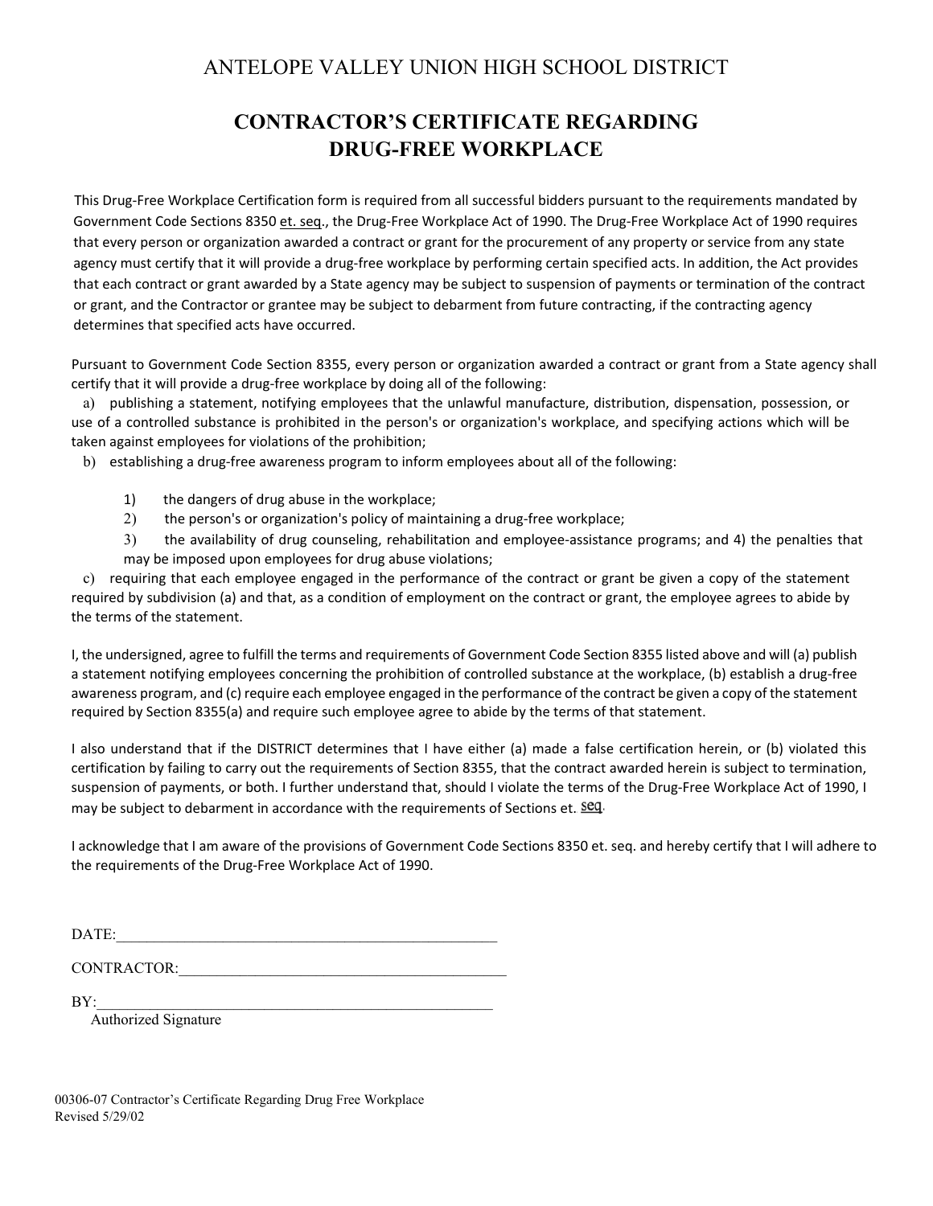# ANTELOPE VALLEY UNION HIGH SCHOOL DISTRICT

## CONTRACTOR'S CERTIFICATE REGARDING DRUG-FREE WORKPLACE

This Drug-Free Workplace Certification form is required from all successful bidders pursuant to the requirements mandated by Government Code Sections 8350 et. seq., the Drug-Free Workplace Act of 1990. The Drug-Free Workplace Act of 1990 requires that every person or organization awarded a contract or grant for the procurement of any property or service from any state agency must certify that it will provide a drug-free workplace by performing certain specified acts. In addition, the Act provides that each contract or grant awarded by a State agency may be subject to suspension of payments or termination of the contract or grant, and the Contractor or grantee may be subject to debarment from future contracting, if the contracting agency determines that specified acts have occurred.

Pursuant to Government Code Section 8355, every person or organization awarded a contract or grant from a State agency shall certify that it will provide a drug-free workplace by doing all of the following:

a) publishing a statement, notifying employees that the unlawful manufacture, distribution, dispensation, possession, or use of a controlled substance is prohibited in the person's or organization's workplace, and specifying actions which will be taken against employees for violations of the prohibition;

b) establishing a drug-free awareness program to inform employees about all of the following:

1) the dangers of drug abuse in the workplace;
2) the person's or organization's policy of maintaining a drug-free workplace;
3) the availability of drug counseling, rehabilitation and employee-assistance programs; and 4) the penalties that may be imposed upon employees for drug abuse violations;

c) requiring that each employee engaged in the performance of the contract or grant be given a copy of the statement required by subdivision (a) and that, as a condition of employment on the contract or grant, the employee agrees to abide by the terms of the statement.

I, the undersigned, agree to fulfill the terms and requirements of Government Code Section 8355 listed above and will (a) publish a statement notifying employees concerning the prohibition of controlled substance at the workplace, (b) establish a drug-free awareness program, and (c) require each employee engaged in the performance of the contract be given a copy of the statement required by Section 8355(a) and require such employee agree to abide by the terms of that statement.

I also understand that if the DISTRICT determines that I have either (a) made a false certification herein, or (b) violated this certification by failing to carry out the requirements of Section 8355, that the contract awarded herein is subject to termination, suspension of payments, or both. I further understand that, should I violate the terms of the Drug-Free Workplace Act of 1990, I may be subject to debarment in accordance with the requirements of Sections et. seq.

I acknowledge that I am aware of the provisions of Government Code Sections 8350 et. seq. and hereby certify that I will adhere to the requirements of the Drug-Free Workplace Act of 1990.

DATE:_______________________________________________

CONTRACTOR:_________________________________________

BY:__________________________________________________
Authorized Signature

00306-07 Contractor's Certificate Regarding Drug Free Workplace
Revised 5/29/02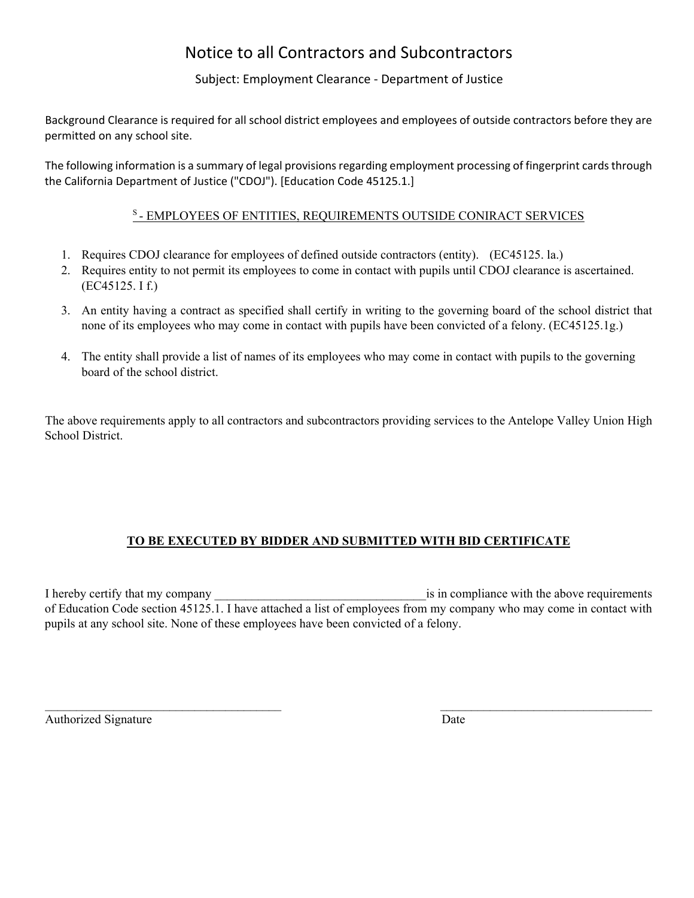# Notice to all Contractors and Subcontractors

Subject: Employment Clearance - Department of Justice

Background Clearance is required for all school district employees and employees of outside contractors before they are permitted on any school site.

The following information is a summary of legal provisions regarding employment processing of fingerprint cards through the California Department of Justice ("CDOJ"). [Education Code 45125.1.]

S - EMPLOYEES OF ENTITIES, REQUIREMENTS OUTSIDE CONIRACT SERVICES

1. Requires CDOJ clearance for employees of defined outside contractors (entity). (EC45125. la.)
2. Requires entity to not permit its employees to come in contact with pupils until CDOJ clearance is ascertained. (EC45125. I f.)
3. An entity having a contract as specified shall certify in writing to the governing board of the school district that none of its employees who may come in contact with pupils have been convicted of a felony. (EC45125.1g.)
4. The entity shall provide a list of names of its employees who may come in contact with pupils to the governing board of the school district.

The above requirements apply to all contractors and subcontractors providing services to the Antelope Valley Union High School District.

**TO BE EXECUTED BY BIDDER AND SUBMITTED WITH BID CERTIFICATE**

I hereby certify that my company ___________________________________is in compliance with the above requirements of Education Code section 45125.1. I have attached a list of employees from my company who may come in contact with pupils at any school site. None of these employees have been convicted of a felony.

_______________________________________ Authorized Signature

_______________________________________ Date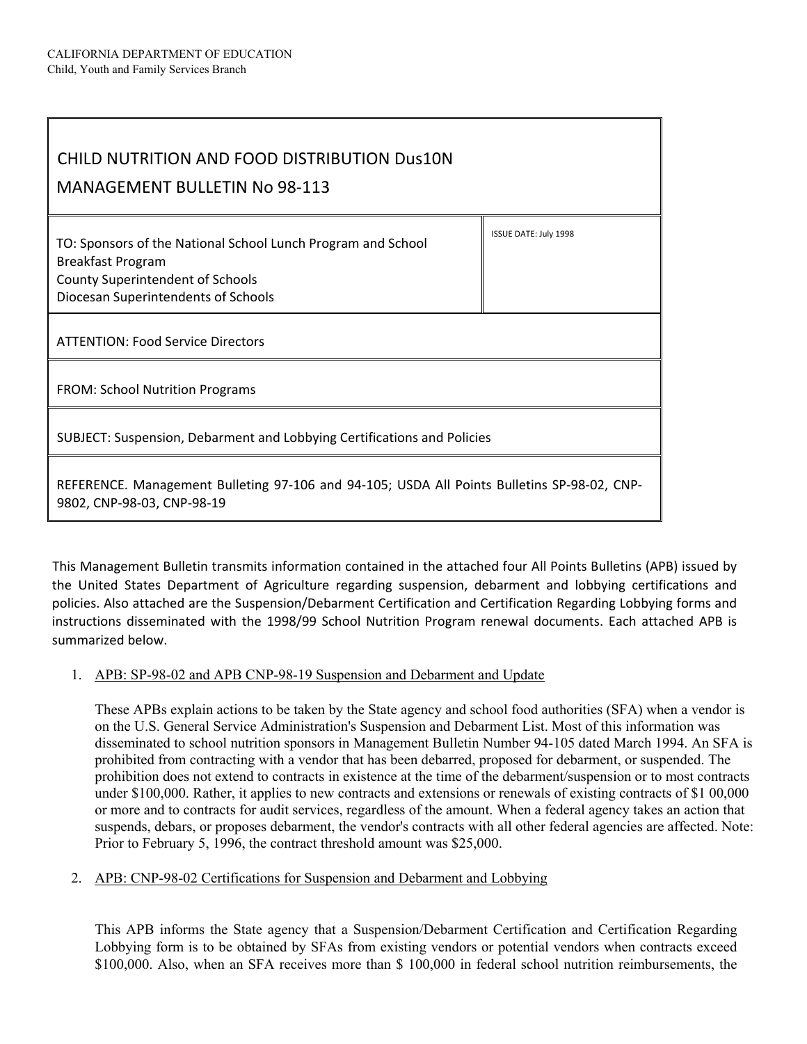CALIFORNIA DEPARTMENT OF EDUCATION
Child, Youth and Family Services Branch

| CHILD NUTRITION AND FOOD DISTRIBUTION Dus10N MANAGEMENT BULLETIN No 98-113 | |
|---|---|
| TO: Sponsors of the National School Lunch Program and School Breakfast Program<br>County Superintendent of Schools<br>Diocesan Superintendents of Schools | ISSUE DATE: July 1998 |
| ATTENTION: Food Service Directors | |
| FROM: School Nutrition Programs | |
| SUBJECT: Suspension, Debarment and Lobbying Certifications and Policies | |
| REFERENCE. Management Bulleting 97-106 and 94-105; USDA All Points Bulletins SP-98-02, CNP-9802, CNP-98-03, CNP-98-19 | |

This Management Bulletin transmits information contained in the attached four All Points Bulletins (APB) issued by the United States Department of Agriculture regarding suspension, debarment and lobbying certifications and policies. Also attached are the Suspension/Debarment Certification and Certification Regarding Lobbying forms and instructions disseminated with the 1998/99 School Nutrition Program renewal documents. Each attached APB is summarized below.

1. APB: SP-98-02 and APB CNP-98-19 Suspension and Debarment and Update

   These APBs explain actions to be taken by the State agency and school food authorities (SFA) when a vendor is on the U.S. General Service Administration's Suspension and Debarment List. Most of this information was disseminated to school nutrition sponsors in Management Bulletin Number 94-105 dated March 1994. An SFA is prohibited from contracting with a vendor that has been debarred, proposed for debarment, or suspended. The prohibition does not extend to contracts in existence at the time of the debarment/suspension or to most contracts under $100,000. Rather, it applies to new contracts and extensions or renewals of existing contracts of $1 00,000 or more and to contracts for audit services, regardless of the amount. When a federal agency takes an action that suspends, debars, or proposes debarment, the vendor's contracts with all other federal agencies are affected. Note: Prior to February 5, 1996, the contract threshold amount was $25,000.

2. APB: CNP-98-02 Certifications for Suspension and Debarment and Lobbying

   This APB informs the State agency that a Suspension/Debarment Certification and Certification Regarding Lobbying form is to be obtained by SFAs from existing vendors or potential vendors when contracts exceed $100,000. Also, when an SFA receives more than $ 100,000 in federal school nutrition reimbursements, the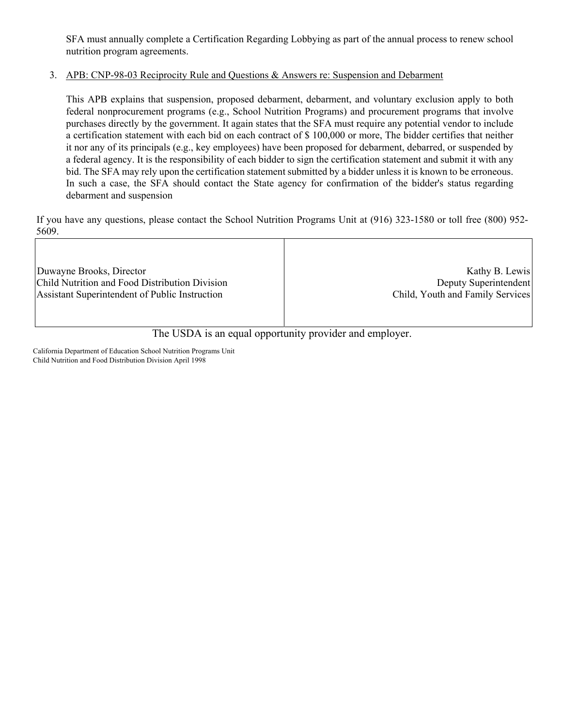SFA must annually complete a Certification Regarding Lobbying as part of the annual process to renew school nutrition program agreements.

3. APB: CNP-98-03 Reciprocity Rule and Questions & Answers re: Suspension and Debarment

   This APB explains that suspension, proposed debarment, debarment, and voluntary exclusion apply to both federal nonprocurement programs (e.g., School Nutrition Programs) and procurement programs that involve purchases directly by the government. It again states that the SFA must require any potential vendor to include a certification statement with each bid on each contract of $ 100,000 or more, The bidder certifies that neither it nor any of its principals (e.g., key employees) have been proposed for debarment, debarred, or suspended by a federal agency. It is the responsibility of each bidder to sign the certification statement and submit it with any bid. The SFA may rely upon the certification statement submitted by a bidder unless it is known to be erroneous. In such a case, the SFA should contact the State agency for confirmation of the bidder's status regarding debarment and suspension

If you have any questions, please contact the School Nutrition Programs Unit at (916) 323-1580 or toll free (800) 952-5609.

| | |
|---|---|
| Duwayne Brooks, Director<br>Child Nutrition and Food Distribution Division<br>Assistant Superintendent of Public Instruction | Kathy B. Lewis<br>Deputy Superintendent<br>Child, Youth and Family Services |

The USDA is an equal opportunity provider and employer.

California Department of Education School Nutrition Programs Unit
Child Nutrition and Food Distribution Division April 1998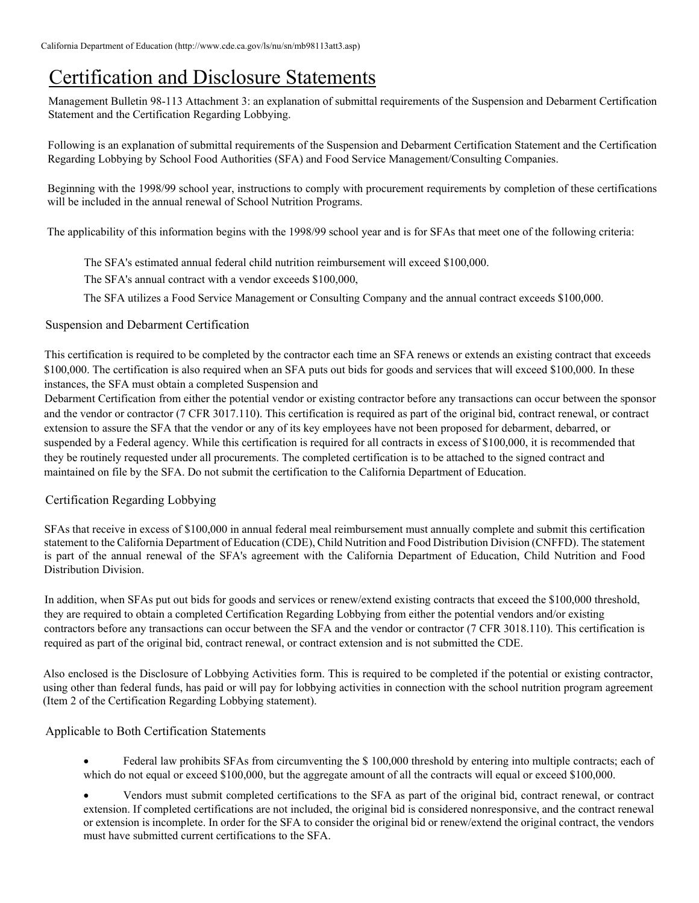# Certification and Disclosure Statements

Management Bulletin 98-113 Attachment 3: an explanation of submittal requirements of the Suspension and Debarment Certification Statement and the Certification Regarding Lobbying.

Following is an explanation of submittal requirements of the Suspension and Debarment Certification Statement and the Certification Regarding Lobbying by School Food Authorities (SFA) and Food Service Management/Consulting Companies.

Beginning with the 1998/99 school year, instructions to comply with procurement requirements by completion of these certifications will be included in the annual renewal of School Nutrition Programs.

The applicability of this information begins with the 1998/99 school year and is for SFAs that meet one of the following criteria:

The SFA's estimated annual federal child nutrition reimbursement will exceed $100,000.

The SFA's annual contract with a vendor exceeds $100,000,

The SFA utilizes a Food Service Management or Consulting Company and the annual contract exceeds $100,000.

## Suspension and Debarment Certification

This certification is required to be completed by the contractor each time an SFA renews or extends an existing contract that exceeds $100,000. The certification is also required when an SFA puts out bids for goods and services that will exceed $100,000. In these instances, the SFA must obtain a completed Suspension and Debarment Certification from either the potential vendor or existing contractor before any transactions can occur between the sponsor and the vendor or contractor (7 CFR 3017.110). This certification is required as part of the original bid, contract renewal, or contract extension to assure the SFA that the vendor or any of its key employees have not been proposed for debarment, debarred, or suspended by a Federal agency. While this certification is required for all contracts in excess of $100,000, it is recommended that they be routinely requested under all procurements. The completed certification is to be attached to the signed contract and maintained on file by the SFA. Do not submit the certification to the California Department of Education.

## Certification Regarding Lobbying

SFAs that receive in excess of $100,000 in annual federal meal reimbursement must annually complete and submit this certification statement to the California Department of Education (CDE), Child Nutrition and Food Distribution Division (CNFFD). The statement is part of the annual renewal of the SFA's agreement with the California Department of Education, Child Nutrition and Food Distribution Division.

In addition, when SFAs put out bids for goods and services or renew/extend existing contracts that exceed the $100,000 threshold, they are required to obtain a completed Certification Regarding Lobbying from either the potential vendors and/or existing contractors before any transactions can occur between the SFA and the vendor or contractor (7 CFR 3018.110). This certification is required as part of the original bid, contract renewal, or contract extension and is not submitted the CDE.

Also enclosed is the Disclosure of Lobbying Activities form. This is required to be completed if the potential or existing contractor, using other than federal funds, has paid or will pay for lobbying activities in connection with the school nutrition program agreement (Item 2 of the Certification Regarding Lobbying statement).

## Applicable to Both Certification Statements

- Federal law prohibits SFAs from circumventing the $ 100,000 threshold by entering into multiple contracts; each of which do not equal or exceed $100,000, but the aggregate amount of all the contracts will equal or exceed $100,000.
- Vendors must submit completed certifications to the SFA as part of the original bid, contract renewal, or contract extension. If completed certifications are not included, the original bid is considered nonresponsive, and the contract renewal or extension is incomplete. In order for the SFA to consider the original bid or renew/extend the original contract, the vendors must have submitted current certifications to the SFA.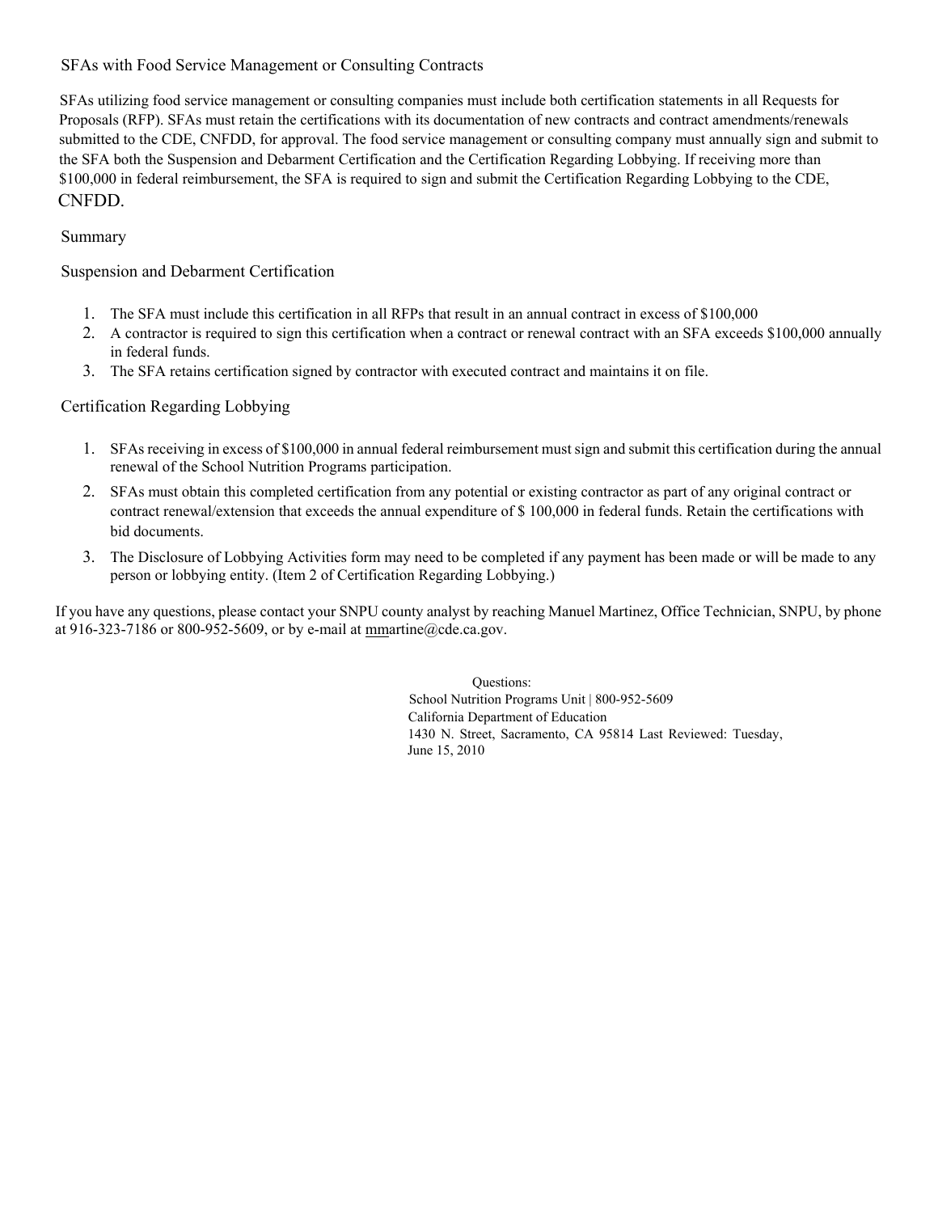## SFAs with Food Service Management or Consulting Contracts

SFAs utilizing food service management or consulting companies must include both certification statements in all Requests for Proposals (RFP). SFAs must retain the certifications with its documentation of new contracts and contract amendments/renewals submitted to the CDE, CNFDD, for approval. The food service management or consulting company must annually sign and submit to the SFA both the Suspension and Debarment Certification and the Certification Regarding Lobbying. If receiving more than $100,000 in federal reimbursement, the SFA is required to sign and submit the Certification Regarding Lobbying to the CDE, CNFDD.

## Summary

### Suspension and Debarment Certification

1. The SFA must include this certification in all RFPs that result in an annual contract in excess of $100,000
2. A contractor is required to sign this certification when a contract or renewal contract with an SFA exceeds $100,000 annually in federal funds.
3. The SFA retains certification signed by contractor with executed contract and maintains it on file.

### Certification Regarding Lobbying

1. SFAs receiving in excess of $100,000 in annual federal reimbursement must sign and submit this certification during the annual renewal of the School Nutrition Programs participation.
2. SFAs must obtain this completed certification from any potential or existing contractor as part of any original contract or contract renewal/extension that exceeds the annual expenditure of $ 100,000 in federal funds. Retain the certifications with bid documents.
3. The Disclosure of Lobbying Activities form may need to be completed if any payment has been made or will be made to any person or lobbying entity. (Item 2 of Certification Regarding Lobbying.)

If you have any questions, please contact your SNPU county analyst by reaching Manuel Martinez, Office Technician, SNPU, by phone at 916-323-7186 or 800-952-5609, or by e-mail at mmartine@cde.ca.gov.

Questions:
School Nutrition Programs Unit | 800-952-5609
California Department of Education
1430 N. Street, Sacramento, CA 95814 Last Reviewed: Tuesday, June 15, 2010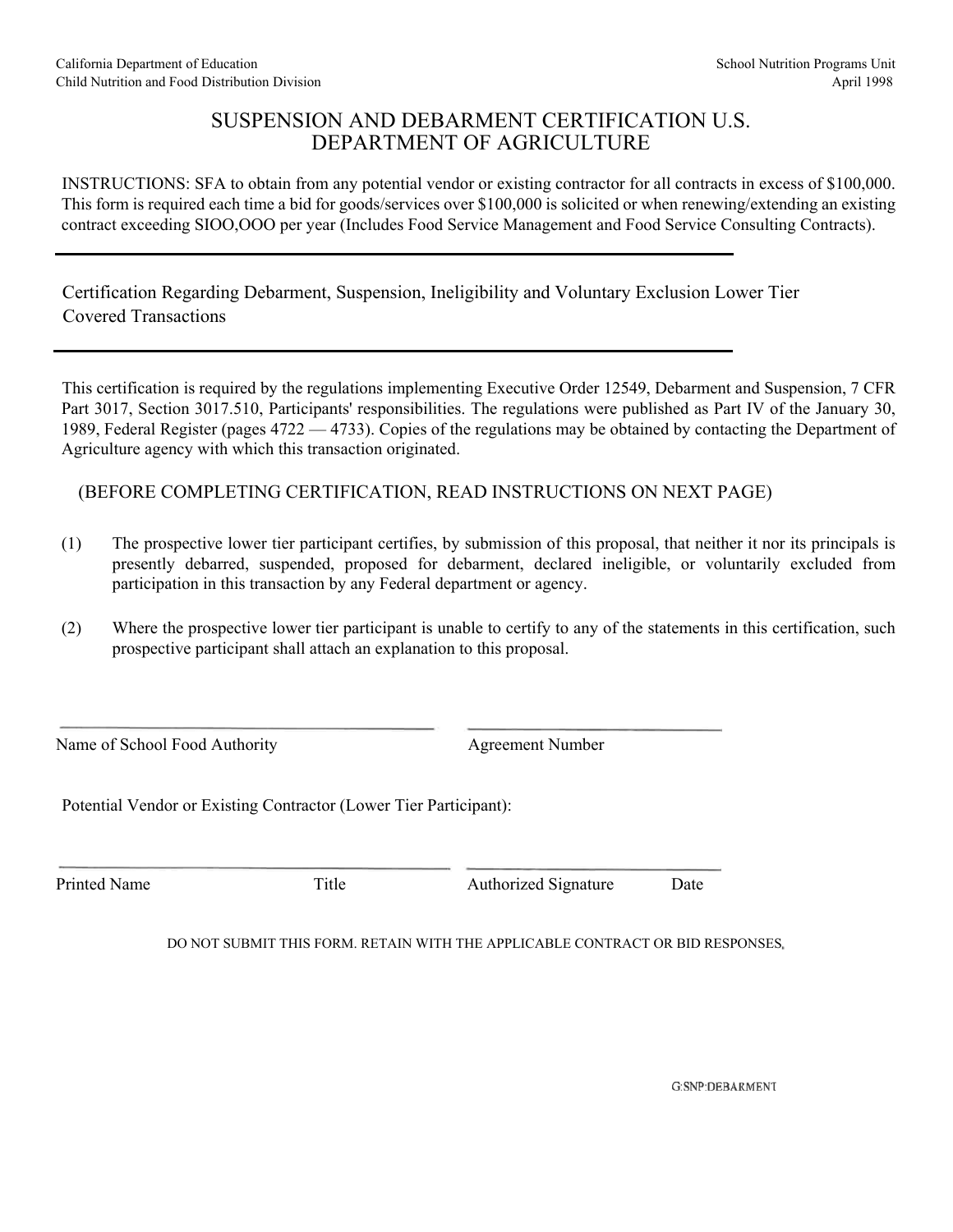California Department of Education
Child Nutrition and Food Distribution Division

School Nutrition Programs Unit
April 1998

# SUSPENSION AND DEBARMENT CERTIFICATION U.S. DEPARTMENT OF AGRICULTURE

INSTRUCTIONS: SFA to obtain from any potential vendor or existing contractor for all contracts in excess of $100,000. This form is required each time a bid for goods/services over $100,000 is solicited or when renewing/extending an existing contract exceeding SIOO,OOO per year (Includes Food Service Management and Food Service Consulting Contracts).

---

## Certification Regarding Debarment, Suspension, Ineligibility and Voluntary Exclusion Lower Tier Covered Transactions

---

This certification is required by the regulations implementing Executive Order 12549, Debarment and Suspension, 7 CFR Part 3017, Section 3017.510, Participants' responsibilities. The regulations were published as Part IV of the January 30, 1989, Federal Register (pages 4722 — 4733). Copies of the regulations may be obtained by contacting the Department of Agriculture agency with which this transaction originated.

(BEFORE COMPLETING CERTIFICATION, READ INSTRUCTIONS ON NEXT PAGE)

(1) The prospective lower tier participant certifies, by submission of this proposal, that neither it nor its principals is presently debarred, suspended, proposed for debarment, declared ineligible, or voluntarily excluded from participation in this transaction by any Federal department or agency.

(2) Where the prospective lower tier participant is unable to certify to any of the statements in this certification, such prospective participant shall attach an explanation to this proposal.

\_\_\_\_\_\_\_\_\_\_\_\_\_\_\_\_\_\_\_\_\_\_\_\_\_\_\_\_\_\_\_\_\_\_\_\_ \_\_\_\_\_\_\_\_\_\_\_\_\_\_\_\_\_\_\_\_\_\_\_\_

Name of School Food Authority Agreement Number

Potential Vendor or Existing Contractor (Lower Tier Participant):

\_\_\_\_\_\_\_\_\_\_\_\_\_\_\_\_\_\_\_\_\_\_\_\_\_\_\_\_\_\_\_\_\_\_\_\_ \_\_\_\_\_\_\_\_\_\_\_\_\_\_\_\_\_\_\_\_\_\_\_\_

Printed Name Title Authorized Signature Date

DO NOT SUBMIT THIS FORM. RETAIN WITH THE APPLICABLE CONTRACT OR BID RESPONSES.

G:SNP:DEBARMENT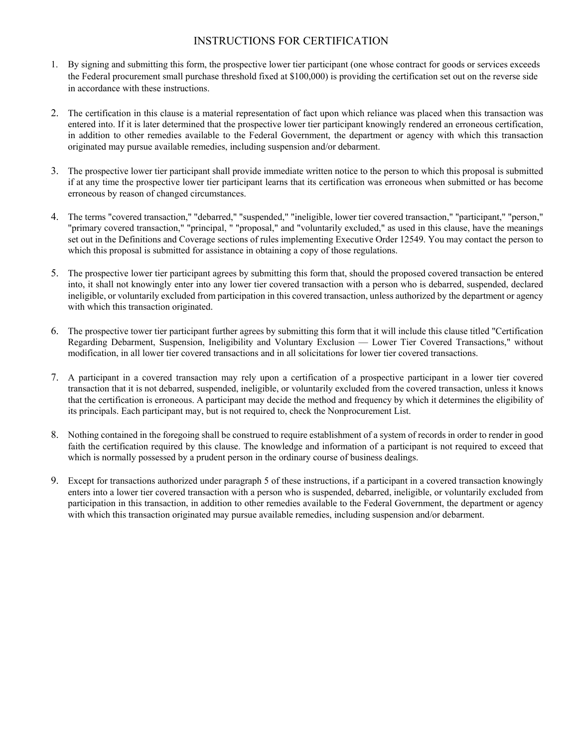# INSTRUCTIONS FOR CERTIFICATION

1. By signing and submitting this form, the prospective lower tier participant (one whose contract for goods or services exceeds the Federal procurement small purchase threshold fixed at $100,000) is providing the certification set out on the reverse side in accordance with these instructions.

2. The certification in this clause is a material representation of fact upon which reliance was placed when this transaction was entered into. If it is later determined that the prospective lower tier participant knowingly rendered an erroneous certification, in addition to other remedies available to the Federal Government, the department or agency with which this transaction originated may pursue available remedies, including suspension and/or debarment.

3. The prospective lower tier participant shall provide immediate written notice to the person to which this proposal is submitted if at any time the prospective lower tier participant learns that its certification was erroneous when submitted or has become erroneous by reason of changed circumstances.

4. The terms "covered transaction," "debarred," "suspended," "ineligible, lower tier covered transaction," "participant," "person," "primary covered transaction," "principal, " "proposal," and "voluntarily excluded," as used in this clause, have the meanings set out in the Definitions and Coverage sections of rules implementing Executive Order 12549. You may contact the person to which this proposal is submitted for assistance in obtaining a copy of those regulations.

5. The prospective lower tier participant agrees by submitting this form that, should the proposed covered transaction be entered into, it shall not knowingly enter into any lower tier covered transaction with a person who is debarred, suspended, declared ineligible, or voluntarily excluded from participation in this covered transaction, unless authorized by the department or agency with which this transaction originated.

6. The prospective tower tier participant further agrees by submitting this form that it will include this clause titled "Certification Regarding Debarment, Suspension, Ineligibility and Voluntary Exclusion — Lower Tier Covered Transactions," without modification, in all lower tier covered transactions and in all solicitations for lower tier covered transactions.

7. A participant in a covered transaction may rely upon a certification of a prospective participant in a lower tier covered transaction that it is not debarred, suspended, ineligible, or voluntarily excluded from the covered transaction, unless it knows that the certification is erroneous. A participant may decide the method and frequency by which it determines the eligibility of its principals. Each participant may, but is not required to, check the Nonprocurement List.

8. Nothing contained in the foregoing shall be construed to require establishment of a system of records in order to render in good faith the certification required by this clause. The knowledge and information of a participant is not required to exceed that which is normally possessed by a prudent person in the ordinary course of business dealings.

9. Except for transactions authorized under paragraph 5 of these instructions, if a participant in a covered transaction knowingly enters into a lower tier covered transaction with a person who is suspended, debarred, ineligible, or voluntarily excluded from participation in this transaction, in addition to other remedies available to the Federal Government, the department or agency with which this transaction originated may pursue available remedies, including suspension and/or debarment.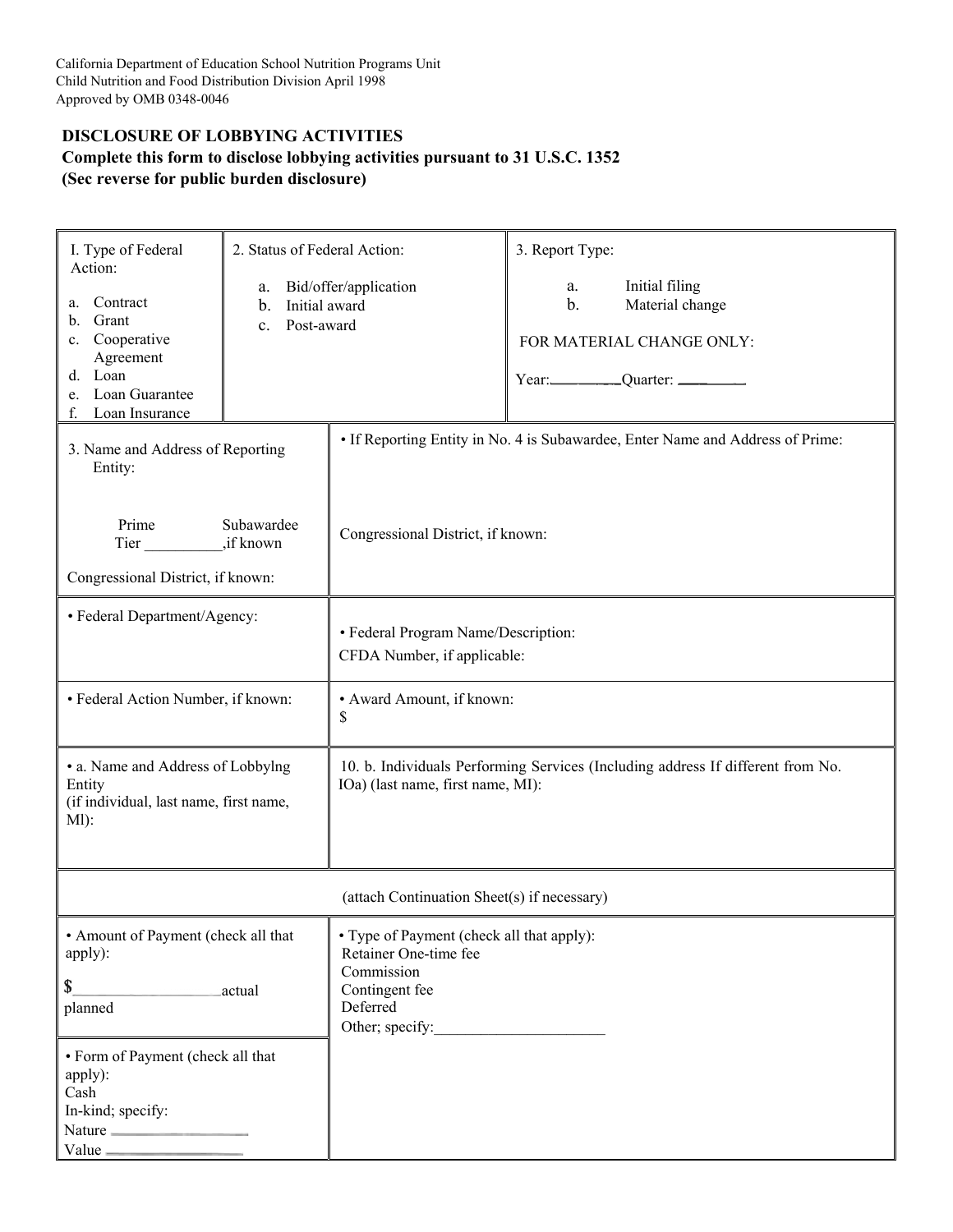California Department of Education School Nutrition Programs Unit
Child Nutrition and Food Distribution Division April 1998
Approved by OMB 0348-0046

**DISCLOSURE OF LOBBYING ACTIVITIES**
**Complete this form to disclose lobbying activities pursuant to 31 U.S.C. 1352**
**(Sec reverse for public burden disclosure)**

| | | |
|---|---|---|
| I. Type of Federal Action:<br><br>a. Contract<br>b. Grant<br>c. Cooperative Agreement<br>d. Loan<br>e. Loan Guarantee<br>f. Loan Insurance | 2. Status of Federal Action:<br><br>a. Bid/offer/application<br>b. Initial award<br>c. Post-award | 3. Report Type:<br><br>a. Initial filing<br>b. Material change<br><br>FOR MATERIAL CHANGE ONLY:<br><br>Year:\_\_\_\_\_\_\_\_Quarter: \_\_\_\_\_\_ |

| | |
|---|---|
| 3. Name and Address of Reporting Entity:<br><br>Prime Subawardee<br>Tier \_\_\_\_\_\_\_\_\_\_,if known<br><br>Congressional District, if known: | • If Reporting Entity in No. 4 is Subawardee, Enter Name and Address of Prime:<br><br>Congressional District, if known: |
| • Federal Department/Agency: | • Federal Program Name/Description:<br>CFDA Number, if applicable: |
| • Federal Action Number, if known: | • Award Amount, if known:<br>$ |
| • a. Name and Address of Lobbylng Entity<br>(if individual, last name, first name, Ml): | 10. b. Individuals Performing Services (Including address If different from No. IOa) (last name, first name, MI): |
| (attach Continuation Sheet(s) if necessary) | |
| • Amount of Payment (check all that apply):<br><br>$\_\_\_\_\_\_\_\_\_\_\_\_\_\_\_\_\_\_actual<br>planned | • Type of Payment (check all that apply):<br>Retainer One-time fee<br>Commission<br>Contingent fee<br>Deferred<br>Other; specify:\_\_\_\_\_\_\_\_\_\_\_\_\_\_\_\_\_\_\_\_\_\_ |
| • Form of Payment (check all that apply):<br>Cash<br>In-kind; specify:<br>Nature \_\_\_\_\_\_\_\_\_\_\_\_\_\_\_\_<br>Value \_\_\_\_\_\_\_\_\_\_\_\_\_\_\_\_ | |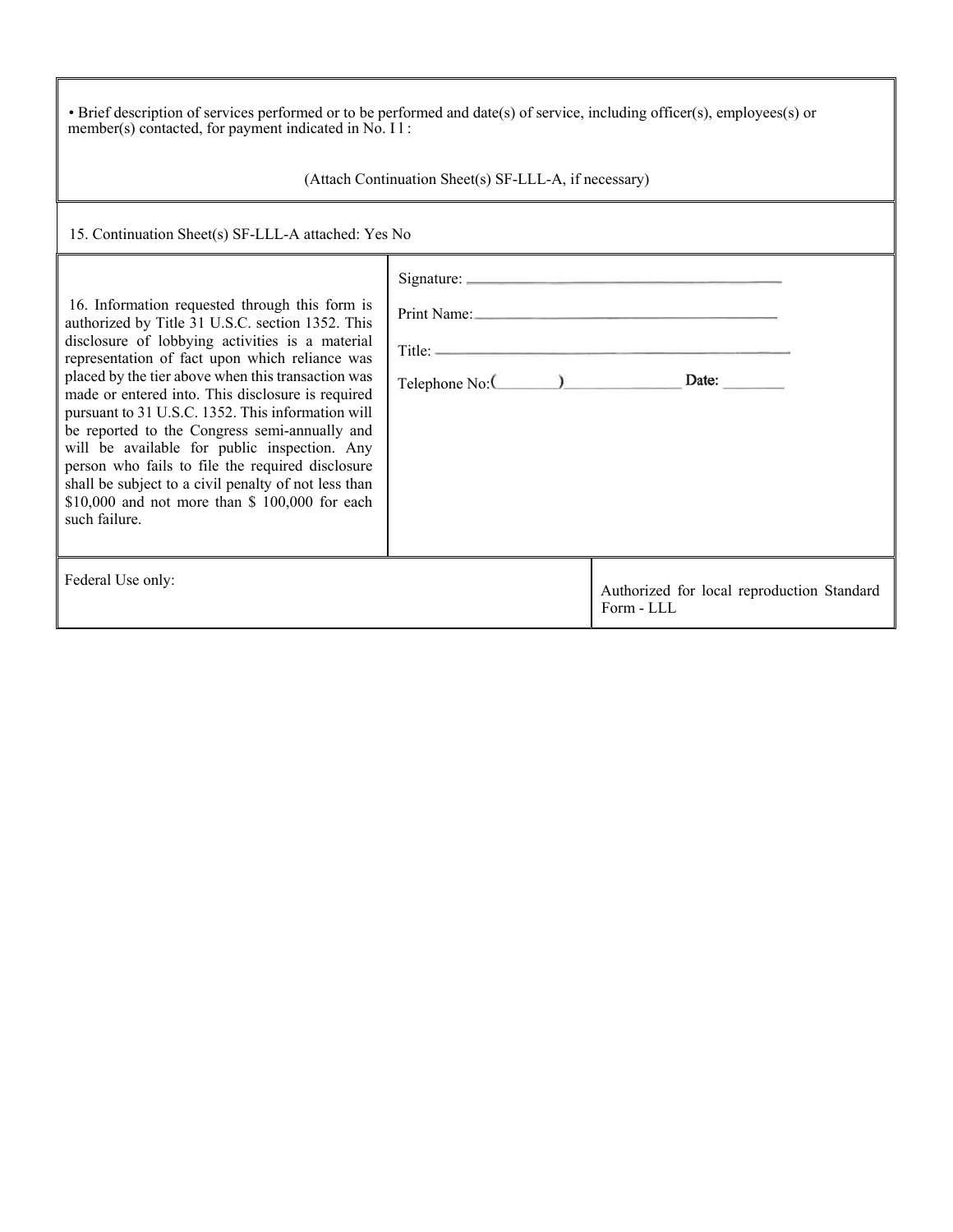| • Brief description of services performed or to be performed and date(s) of service, including officer(s), employees(s) or member(s) contacted, for payment indicated in No. I1 :<br><br>(Attach Continuation Sheet(s) SF-LLL-A, if necessary) | |
|---|---|
| 15. Continuation Sheet(s) SF-LLL-A attached: Yes No | |
| 16. Information requested through this form is authorized by Title 31 U.S.C. section 1352. This disclosure of lobbying activities is a material representation of fact upon which reliance was placed by the tier above when this transaction was made or entered into. This disclosure is required pursuant to 31 U.S.C. 1352. This information will be reported to the Congress semi-annually and will be available for public inspection. Any person who fails to file the required disclosure shall be subject to a civil penalty of not less than $10,000 and not more than $ 100,000 for each such failure. | Signature: ____________________<br><br>Print Name: ____________________<br><br>Title: ____________________<br><br>Telephone No: (______) __________ Date: ________ |
| Federal Use only: | Authorized for local reproduction Standard Form - LLL |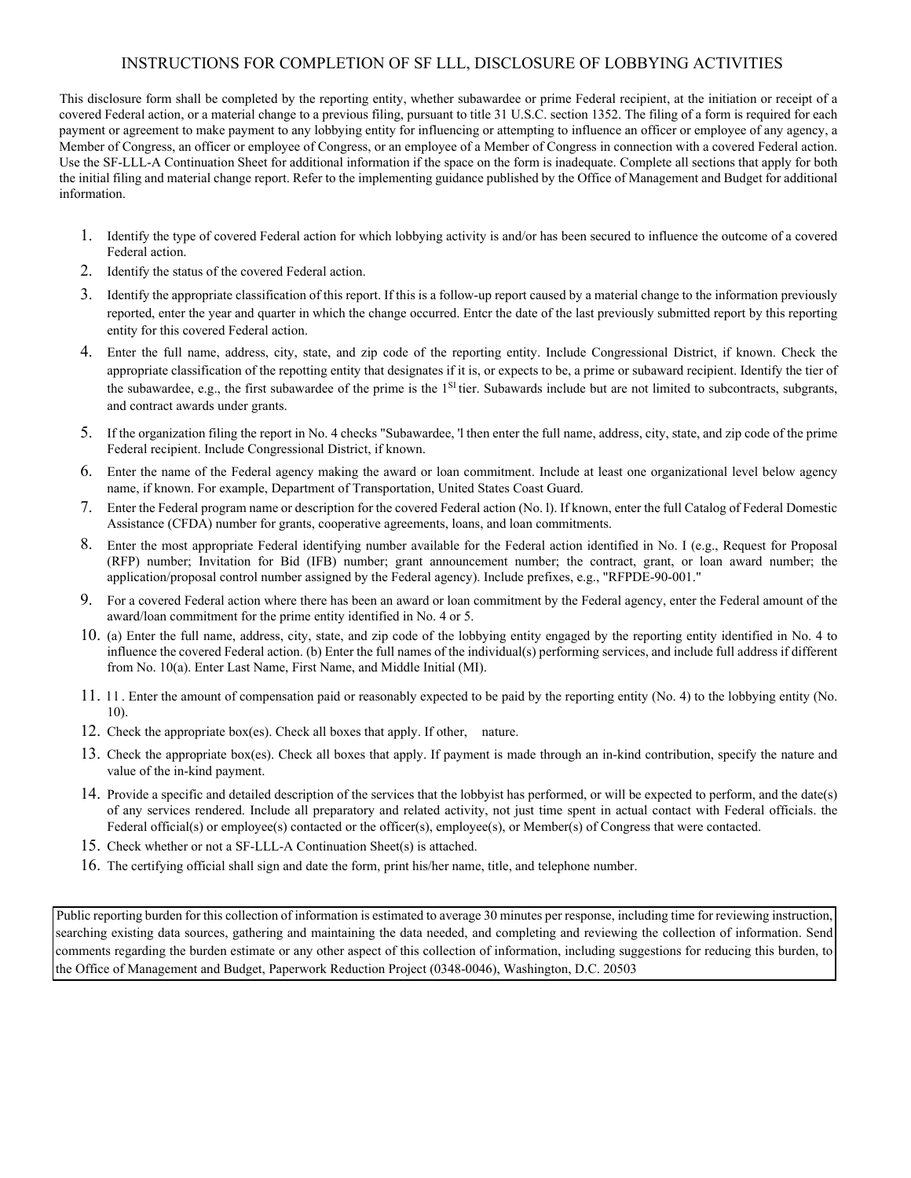# INSTRUCTIONS FOR COMPLETION OF SF LLL, DISCLOSURE OF LOBBYING ACTIVITIES

This disclosure form shall be completed by the reporting entity, whether subawardee or prime Federal recipient, at the initiation or receipt of a covered Federal action, or a material change to a previous filing, pursuant to title 31 U.S.C. section 1352. The filing of a form is required for each payment or agreement to make payment to any lobbying entity for influencing or attempting to influence an officer or employee of any agency, a Member of Congress, an officer or employee of Congress, or an employee of a Member of Congress in connection with a covered Federal action. Use the SF-LLL-A Continuation Sheet for additional information if the space on the form is inadequate. Complete all sections that apply for both the initial filing and material change report. Refer to the implementing guidance published by the Office of Management and Budget for additional information.

1. Identify the type of covered Federal action for which lobbying activity is and/or has been secured to influence the outcome of a covered Federal action.
2. Identify the status of the covered Federal action.
3. Identify the appropriate classification of this report. If this is a follow-up report caused by a material change to the information previously reported, enter the year and quarter in which the change occurred. Entcr the date of the last previously submitted report by this reporting entity for this covered Federal action.
4. Enter the full name, address, city, state, and zip code of the reporting entity. Include Congressional District, if known. Check the appropriate classification of the repotting entity that designates if it is, or expects to be, a prime or subaward recipient. Identify the tier of the subawardee, e.g., the first subawardee of the prime is the 1[SI] tier. Subawards include but are not limited to subcontracts, subgrants, and contract awards under grants.
5. If the organization filing the report in No. 4 checks "Subawardee, 'l then enter the full name, address, city, state, and zip code of the prime Federal recipient. Include Congressional District, if known.
6. Enter the name of the Federal agency making the award or loan commitment. Include at least one organizational level below agency name, if known. For example, Department of Transportation, United States Coast Guard.
7. Enter the Federal program name or description for the covered Federal action (No. l). If known, enter the full Catalog of Federal Domestic Assistance (CFDA) number for grants, cooperative agreements, loans, and loan commitments.
8. Enter the most appropriate Federal identifying number available for the Federal action identified in No. I (e.g., Request for Proposal (RFP) number; Invitation for Bid (IFB) number; grant announcement number; the contract, grant, or loan award number; the application/proposal control number assigned by the Federal agency). Include prefixes, e.g., "RFPDE-90-001."
9. For a covered Federal action where there has been an award or loan commitment by the Federal agency, enter the Federal amount of the award/loan commitment for the prime entity identified in No. 4 or 5.
10. (a) Enter the full name, address, city, state, and zip code of the lobbying entity engaged by the reporting entity identified in No. 4 to influence the covered Federal action. (b) Enter the full names of the individual(s) performing services, and include full address if different from No. 10(a). Enter Last Name, First Name, and Middle Initial (MI).
11. 11 . Enter the amount of compensation paid or reasonably expected to be paid by the reporting entity (No. 4) to the lobbying entity (No. 10).
12. Check the appropriate box(es). Check all boxes that apply. If other, nature.
13. Check the appropriate box(es). Check all boxes that apply. If payment is made through an in-kind contribution, specify the nature and value of the in-kind payment.
14. Provide a specific and detailed description of the services that the lobbyist has performed, or will be expected to perform, and the date(s) of any services rendered. Include all preparatory and related activity, not just time spent in actual contact with Federal officials. the Federal official(s) or employee(s) contacted or the officer(s), employee(s), or Member(s) of Congress that were contacted.
15. Check whether or not a SF-LLL-A Continuation Sheet(s) is attached.
16. The certifying official shall sign and date the form, print his/her name, title, and telephone number.

Public reporting burden for this collection of information is estimated to average 30 minutes per response, including time for reviewing instruction, searching existing data sources, gathering and maintaining the data needed, and completing and reviewing the collection of information. Send comments regarding the burden estimate or any other aspect of this collection of information, including suggestions for reducing this burden, to the Office of Management and Budget, Paperwork Reduction Project (0348-0046), Washington, D.C. 20503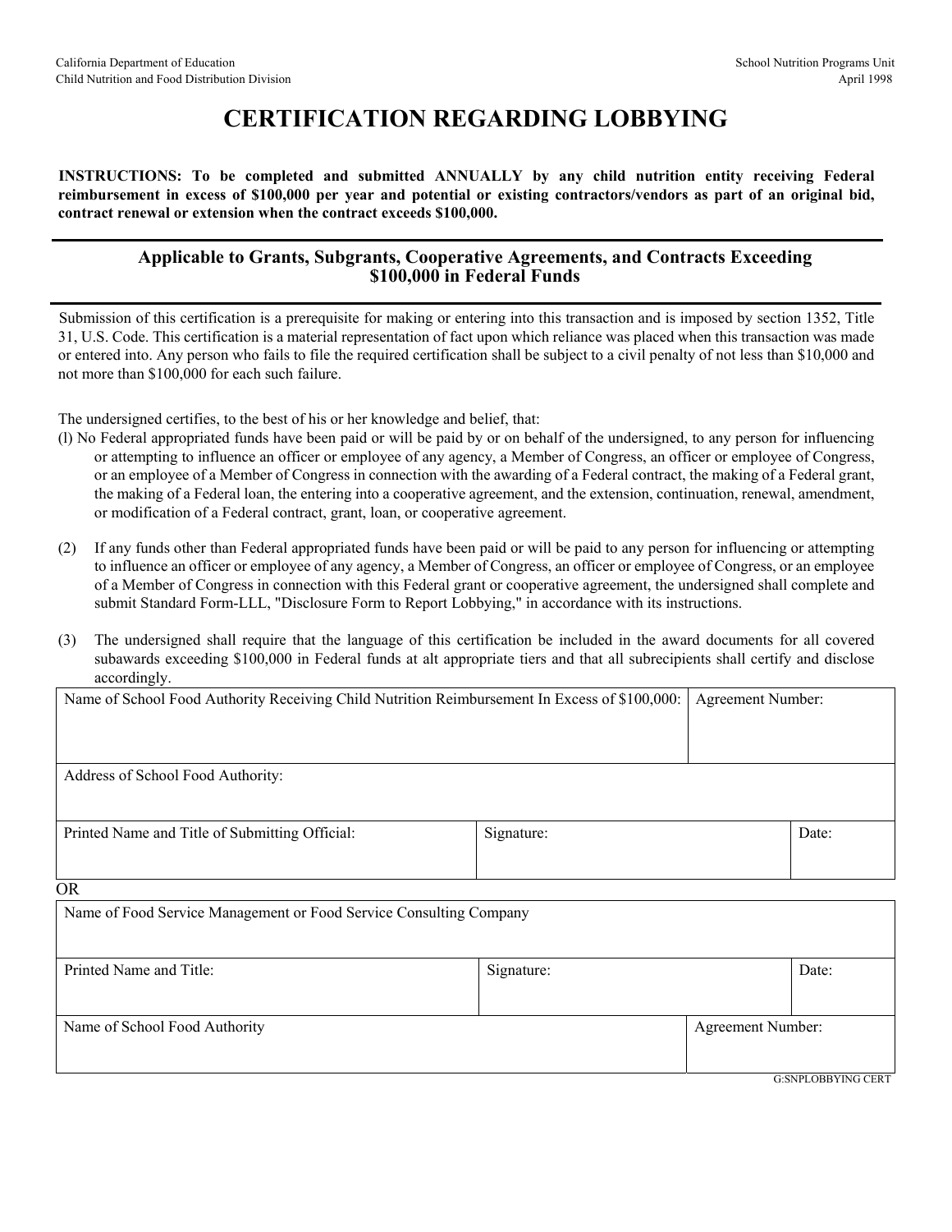California Department of Education
Child Nutrition and Food Distribution Division

School Nutrition Programs Unit
April 1998

# CERTIFICATION REGARDING LOBBYING

**INSTRUCTIONS: To be completed and submitted ANNUALLY by any child nutrition entity receiving Federal reimbursement in excess of $100,000 per year and potential or existing contractors/vendors as part of an original bid, contract renewal or extension when the contract exceeds $100,000.**

## Applicable to Grants, Subgrants, Cooperative Agreements, and Contracts Exceeding $100,000 in Federal Funds

Submission of this certification is a prerequisite for making or entering into this transaction and is imposed by section 1352, Title 31, U.S. Code. This certification is a material representation of fact upon which reliance was placed when this transaction was made or entered into. Any person who fails to file the required certification shall be subject to a civil penalty of not less than $10,000 and not more than $100,000 for each such failure.

The undersigned certifies, to the best of his or her knowledge and belief, that:

(l) No Federal appropriated funds have been paid or will be paid by or on behalf of the undersigned, to any person for influencing or attempting to influence an officer or employee of any agency, a Member of Congress, an officer or employee of Congress, or an employee of a Member of Congress in connection with the awarding of a Federal contract, the making of a Federal grant, the making of a Federal loan, the entering into a cooperative agreement, and the extension, continuation, renewal, amendment, or modification of a Federal contract, grant, loan, or cooperative agreement.

(2) If any funds other than Federal appropriated funds have been paid or will be paid to any person for influencing or attempting to influence an officer or employee of any agency, a Member of Congress, an officer or employee of Congress, or an employee of a Member of Congress in connection with this Federal grant or cooperative agreement, the undersigned shall complete and submit Standard Form-LLL, "Disclosure Form to Report Lobbying," in accordance with its instructions.

(3) The undersigned shall require that the language of this certification be included in the award documents for all covered subawards exceeding $100,000 in Federal funds at alt appropriate tiers and that all subrecipients shall certify and disclose accordingly.

| Name of School Food Authority Receiving Child Nutrition Reimbursement In Excess of $100,000: | | Agreement Number: |
|---|---|---|
| Address of School Food Authority: | | |
| Printed Name and Title of Submitting Official: | Signature: | Date: |

OR

| Name of Food Service Management or Food Service Consulting Company | | |
|---|---|---|
| Printed Name and Title: | Signature: | Date: |
| Name of School Food Authority | | Agreement Number: |

G:SNPLOBBYING CERT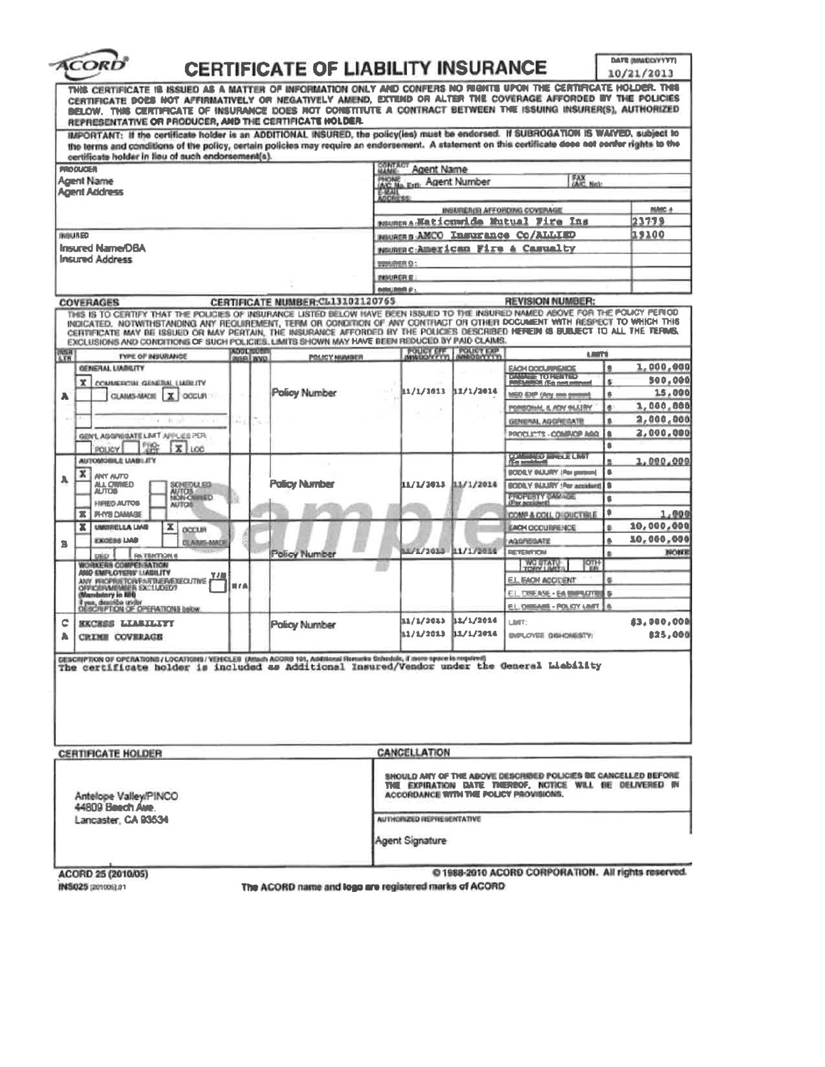# CERTIFICATE OF LIABILITY INSURANCE

ACORD®

DATE (MM/DD/YYYY): 10/21/2013

THIS CERTIFICATE IS ISSUED AS A MATTER OF INFORMATION ONLY AND CONFERS NO RIGHTS UPON THE CERTIFICATE HOLDER. THIS CERTIFICATE DOES NOT AFFIRMATIVELY OR NEGATIVELY AMEND, EXTEND OR ALTER THE COVERAGE AFFORDED BY THE POLICIES BELOW. THIS CERTIFICATE OF INSURANCE DOES NOT CONSTITUTE A CONTRACT BETWEEN THE ISSUING INSURER(S), AUTHORIZED REPRESENTATIVE OR PRODUCER, AND THE CERTIFICATE HOLDER.

IMPORTANT: If the certificate holder is an ADDITIONAL INSURED, the policy(ies) must be endorsed. If SUBROGATION IS WAIVED, subject to the terms and conditions of the policy, certain policies may require an endorsement. A statement on this certificate does not confer rights to the certificate holder in lieu of such endorsement(s).

| | |
|---|---|
| **PRODUCER**<br>Agent Name<br>Agent Address | **CONTACT NAME:** Agent Name<br>**PHONE (A/C, No, Ext):** Agent Number **FAX (A/C, No):**<br>**E-MAIL ADDRESS:** |
| **INSURED**<br>Insured Name/DBA<br>Insured Address | |

| INSURER(S) AFFORDING COVERAGE | | NAIC # |
|---|---|---|
| INSURER A: | Nationwide Mutual Fire Ins | 23779 |
| INSURER B: | AMCO Insurance Co/ALLIED | 19100 |
| INSURER C: | American Fire & Casualty | |
| INSURER D: | | |
| INSURER E: | | |
| INSURER F: | | |

## COVERAGES

CERTIFICATE NUMBER: CL13102120765 REVISION NUMBER:

THIS IS TO CERTIFY THAT THE POLICIES OF INSURANCE LISTED BELOW HAVE BEEN ISSUED TO THE INSURED NAMED ABOVE FOR THE POLICY PERIOD INDICATED. NOTWITHSTANDING ANY REQUIREMENT, TERM OR CONDITION OF ANY CONTRACT OR OTHER DOCUMENT WITH RESPECT TO WHICH THIS CERTIFICATE MAY BE ISSUED OR MAY PERTAIN, THE INSURANCE AFFORDED BY THE POLICIES DESCRIBED HEREIN IS SUBJECT TO ALL THE TERMS, EXCLUSIONS AND CONDITIONS OF SUCH POLICIES. LIMITS SHOWN MAY HAVE BEEN REDUCED BY PAID CLAIMS.

| INSR LTR | TYPE OF INSURANCE | ADDL INSR | SUBR WVD | POLICY NUMBER | POLICY EFF (MM/DD/YYYY) | POLICY EXP (MM/DD/YYYY) | LIMITS | |
|---|---|---|---|---|---|---|---|---|
| A | GENERAL LIABILITY<br>X COMMERCIAL GENERAL LIABILITY<br>CLAIMS-MADE X OCCUR<br>GEN'L AGGREGATE LIMIT APPLIES PER: POLICY / PRO-JECT / X LOC | | | Policy Number | 11/1/2013 | 11/1/2014 | EACH OCCURRENCE | $ 1,000,000 |
| | | | | | | | DAMAGE TO RENTED PREMISES (Ea occurrence) | $ 500,000 |
| | | | | | | | MED EXP (Any one person) | $ 15,000 |
| | | | | | | | PERSONAL & ADV INJURY | $ 1,000,000 |
| | | | | | | | GENERAL AGGREGATE | $ 2,000,000 |
| | | | | | | | PRODUCTS - COMP/OP AGG | $ 2,000,000 |
| | | | | | | | | $ |
| A | AUTOMOBILE LIABILITY<br>X ANY AUTO<br>ALL OWNED AUTOS / SCHEDULED AUTOS<br>HIRED AUTOS / NON-OWNED AUTOS<br>X PHYS DAMAGE | | | Policy Number | 11/1/2013 | 11/1/2014 | COMBINED SINGLE LIMIT (Ea accident) | $ 1,000,000 |
| | | | | | | | BODILY INJURY (Per person) | $ |
| | | | | | | | BODILY INJURY (Per accident) | $ |
| | | | | | | | PROPERTY DAMAGE (Per accident) | $ |
| | | | | | | | COMP & COLL DEDUCTIBLE | $ 1,000 |
| B | X UMBRELLA LIAB X OCCUR<br>EXCESS LIAB CLAIMS-MADE<br>DED RETENTION $ | | | Policy Number | 11/1/2013 | 11/1/2014 | EACH OCCURRENCE | $ 10,000,000 |
| | | | | | | | AGGREGATE | $ 10,000,000 |
| | | | | | | | RETENTION | $ NONE |
| | WORKERS COMPENSATION AND EMPLOYERS' LIABILITY Y/N<br>ANY PROPRIETOR/PARTNER/EXECUTIVE OFFICER/MEMBER EXCLUDED? (Mandatory in NH)<br>If yes, describe under DESCRIPTION OF OPERATIONS below | N/A | | | | | WC STATU-TORY LIMITS / OTH-ER | |
| | | | | | | | E.L. EACH ACCIDENT | $ |
| | | | | | | | E.L. DISEASE - EA EMPLOYEE | $ |
| | | | | | | | E.L. DISEASE - POLICY LIMIT | $ |
| C | EXCESS LIABILITY | | | Policy Number | 11/1/2013 | 11/1/2014 | LIMIT: | $3,000,000 |
| A | CRIME COVERAGE | | | | 11/1/2013 | 11/1/2014 | EMPLOYEE DISHONESTY: | $25,000 |

DESCRIPTION OF OPERATIONS / LOCATIONS / VEHICLES (Attach ACORD 101, Additional Remarks Schedule, if more space is required)

The certificate holder is included as Additional Insured/Vendor under the General Liability

| CERTIFICATE HOLDER | CANCELLATION |
|---|---|
| Antelope Valley/PINCO<br>44809 Beech Ave.<br>Lancaster, CA 93534 | SHOULD ANY OF THE ABOVE DESCRIBED POLICIES BE CANCELLED BEFORE THE EXPIRATION DATE THEREOF, NOTICE WILL BE DELIVERED IN ACCORDANCE WITH THE POLICY PROVISIONS.<br><br>AUTHORIZED REPRESENTATIVE<br>Agent Signature |

ACORD 25 (2010/05) © 1988-2010 ACORD CORPORATION. All rights reserved.

INS025 (201005).01 The ACORD name and logo are registered marks of ACORD